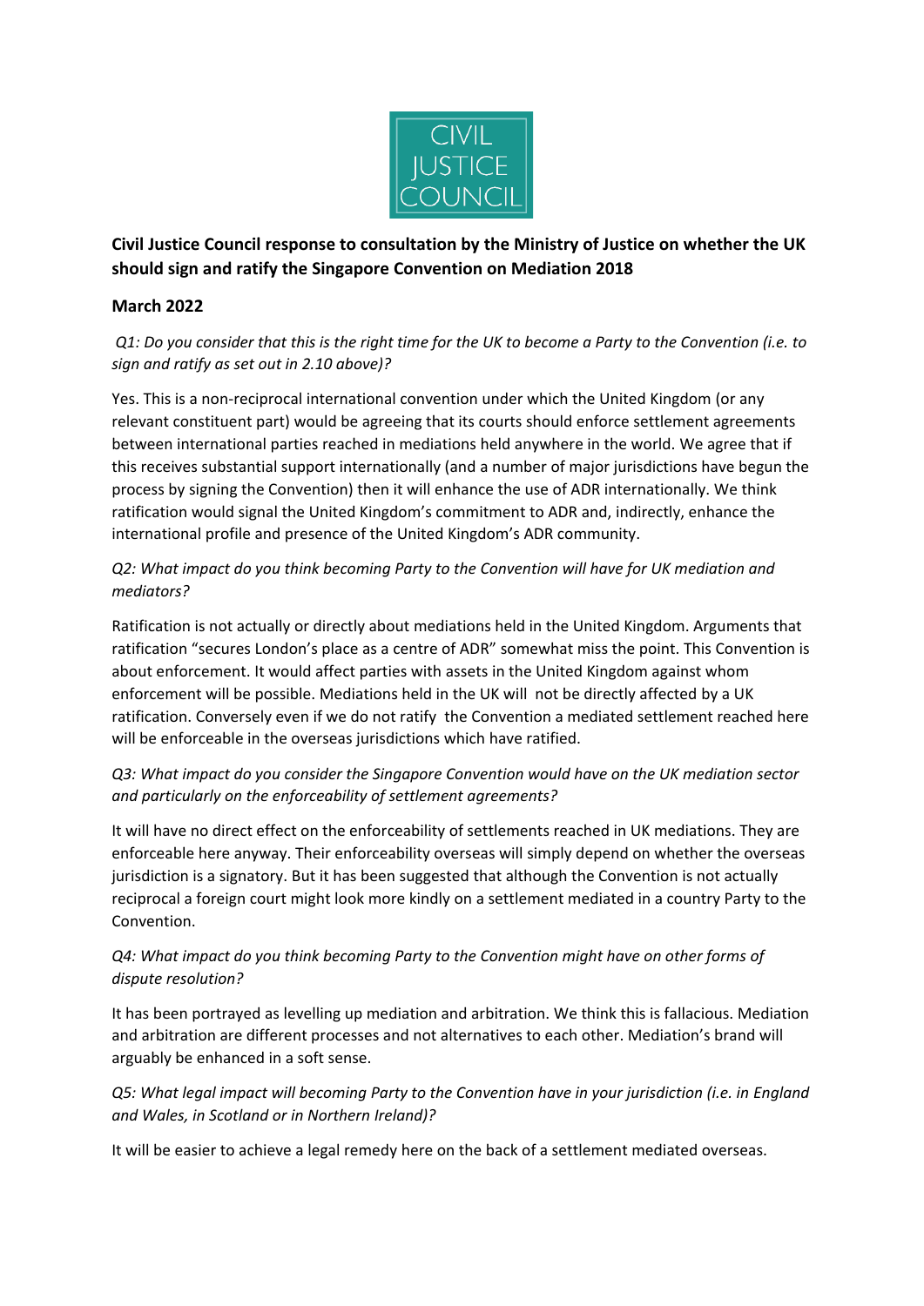CIVIL JUSTICE COUNCIL

# Civil Justice Council response to consultation by the Ministry of Justice on whether the UK should sign and ratify the Singapore Convention on Mediation 2018

## March 2022

*Q1: Do you consider that this is the right time for the UK to become a Party to the Convention (i.e. to sign and ratify as set out in 2.10 above)?*

Yes. This is a non-reciprocal international convention under which the United Kingdom (or any relevant constituent part) would be agreeing that its courts should enforce settlement agreements between international parties reached in mediations held anywhere in the world. We agree that if this receives substantial support internationally (and a number of major jurisdictions have begun the process by signing the Convention) then it will enhance the use of ADR internationally. We think ratification would signal the United Kingdom's commitment to ADR and, indirectly, enhance the international profile and presence of the United Kingdom's ADR community.

*Q2: What impact do you think becoming Party to the Convention will have for UK mediation and mediators?*

Ratification is not actually or directly about mediations held in the United Kingdom. Arguments that ratification "secures London's place as a centre of ADR" somewhat miss the point. This Convention is about enforcement. It would affect parties with assets in the United Kingdom against whom enforcement will be possible. Mediations held in the UK will not be directly affected by a UK ratification. Conversely even if we do not ratify the Convention a mediated settlement reached here will be enforceable in the overseas jurisdictions which have ratified.

*Q3: What impact do you consider the Singapore Convention would have on the UK mediation sector and particularly on the enforceability of settlement agreements?*

It will have no direct effect on the enforceability of settlements reached in UK mediations. They are enforceable here anyway. Their enforceability overseas will simply depend on whether the overseas jurisdiction is a signatory. But it has been suggested that although the Convention is not actually reciprocal a foreign court might look more kindly on a settlement mediated in a country Party to the Convention.

*Q4: What impact do you think becoming Party to the Convention might have on other forms of dispute resolution?*

It has been portrayed as levelling up mediation and arbitration. We think this is fallacious. Mediation and arbitration are different processes and not alternatives to each other. Mediation's brand will arguably be enhanced in a soft sense.

*Q5: What legal impact will becoming Party to the Convention have in your jurisdiction (i.e. in England and Wales, in Scotland or in Northern Ireland)?*

It will be easier to achieve a legal remedy here on the back of a settlement mediated overseas.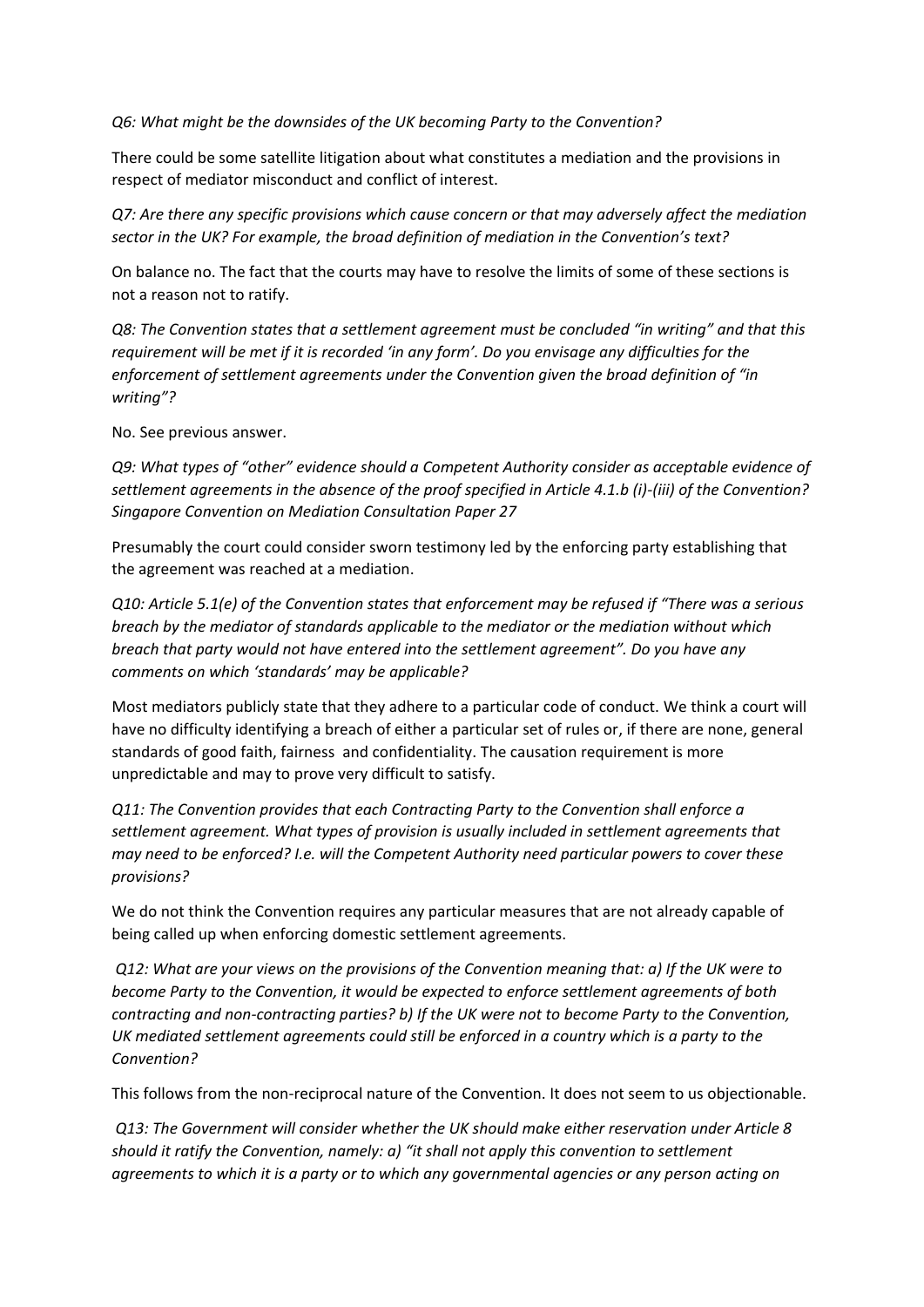*Q6: What might be the downsides of the UK becoming Party to the Convention?*

There could be some satellite litigation about what constitutes a mediation and the provisions in respect of mediator misconduct and conflict of interest.

*Q7: Are there any specific provisions which cause concern or that may adversely affect the mediation sector in the UK? For example, the broad definition of mediation in the Convention's text?*

On balance no. The fact that the courts may have to resolve the limits of some of these sections is not a reason not to ratify.

*Q8: The Convention states that a settlement agreement must be concluded "in writing" and that this requirement will be met if it is recorded 'in any form'. Do you envisage any difficulties for the enforcement of settlement agreements under the Convention given the broad definition of "in writing"?*

No. See previous answer.

*Q9: What types of "other" evidence should a Competent Authority consider as acceptable evidence of settlement agreements in the absence of the proof specified in Article 4.1.b (i)-(iii) of the Convention? Singapore Convention on Mediation Consultation Paper 27*

Presumably the court could consider sworn testimony led by the enforcing party establishing that the agreement was reached at a mediation.

*Q10: Article 5.1(e) of the Convention states that enforcement may be refused if "There was a serious breach by the mediator of standards applicable to the mediator or the mediation without which breach that party would not have entered into the settlement agreement". Do you have any comments on which 'standards' may be applicable?*

Most mediators publicly state that they adhere to a particular code of conduct. We think a court will have no difficulty identifying a breach of either a particular set of rules or, if there are none, general standards of good faith, fairness and confidentiality. The causation requirement is more unpredictable and may to prove very difficult to satisfy.

*Q11: The Convention provides that each Contracting Party to the Convention shall enforce a settlement agreement. What types of provision is usually included in settlement agreements that may need to be enforced? I.e. will the Competent Authority need particular powers to cover these provisions?*

We do not think the Convention requires any particular measures that are not already capable of being called up when enforcing domestic settlement agreements.

*Q12: What are your views on the provisions of the Convention meaning that: a) If the UK were to become Party to the Convention, it would be expected to enforce settlement agreements of both contracting and non-contracting parties? b) If the UK were not to become Party to the Convention, UK mediated settlement agreements could still be enforced in a country which is a party to the Convention?*

This follows from the non-reciprocal nature of the Convention. It does not seem to us objectionable.

*Q13: The Government will consider whether the UK should make either reservation under Article 8 should it ratify the Convention, namely: a) "it shall not apply this convention to settlement agreements to which it is a party or to which any governmental agencies or any person acting on*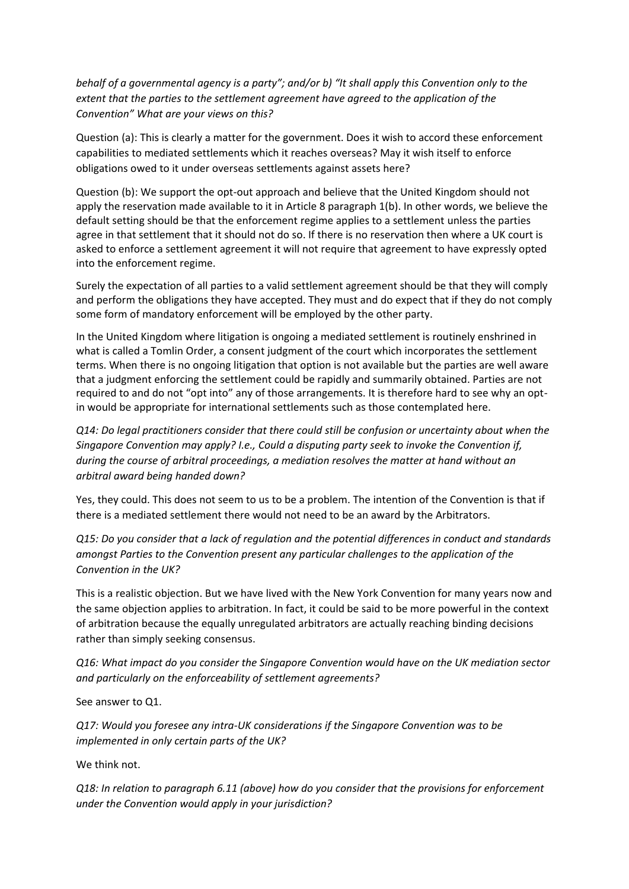*behalf of a governmental agency is a party"; and/or b) "It shall apply this Convention only to the extent that the parties to the settlement agreement have agreed to the application of the Convention" What are your views on this?*

Question (a): This is clearly a matter for the government. Does it wish to accord these enforcement capabilities to mediated settlements which it reaches overseas? May it wish itself to enforce obligations owed to it under overseas settlements against assets here?

Question (b): We support the opt-out approach and believe that the United Kingdom should not apply the reservation made available to it in Article 8 paragraph 1(b). In other words, we believe the default setting should be that the enforcement regime applies to a settlement unless the parties agree in that settlement that it should not do so. If there is no reservation then where a UK court is asked to enforce a settlement agreement it will not require that agreement to have expressly opted into the enforcement regime.

Surely the expectation of all parties to a valid settlement agreement should be that they will comply and perform the obligations they have accepted. They must and do expect that if they do not comply some form of mandatory enforcement will be employed by the other party.

In the United Kingdom where litigation is ongoing a mediated settlement is routinely enshrined in what is called a Tomlin Order, a consent judgment of the court which incorporates the settlement terms. When there is no ongoing litigation that option is not available but the parties are well aware that a judgment enforcing the settlement could be rapidly and summarily obtained. Parties are not required to and do not "opt into" any of those arrangements. It is therefore hard to see why an opt-in would be appropriate for international settlements such as those contemplated here.

*Q14: Do legal practitioners consider that there could still be confusion or uncertainty about when the Singapore Convention may apply? I.e., Could a disputing party seek to invoke the Convention if, during the course of arbitral proceedings, a mediation resolves the matter at hand without an arbitral award being handed down?*

Yes, they could. This does not seem to us to be a problem. The intention of the Convention is that if there is a mediated settlement there would not need to be an award by the Arbitrators.

*Q15: Do you consider that a lack of regulation and the potential differences in conduct and standards amongst Parties to the Convention present any particular challenges to the application of the Convention in the UK?*

This is a realistic objection. But we have lived with the New York Convention for many years now and the same objection applies to arbitration. In fact, it could be said to be more powerful in the context of arbitration because the equally unregulated arbitrators are actually reaching binding decisions rather than simply seeking consensus.

*Q16: What impact do you consider the Singapore Convention would have on the UK mediation sector and particularly on the enforceability of settlement agreements?*

See answer to Q1.

*Q17: Would you foresee any intra-UK considerations if the Singapore Convention was to be implemented in only certain parts of the UK?*

We think not.

*Q18: In relation to paragraph 6.11 (above) how do you consider that the provisions for enforcement under the Convention would apply in your jurisdiction?*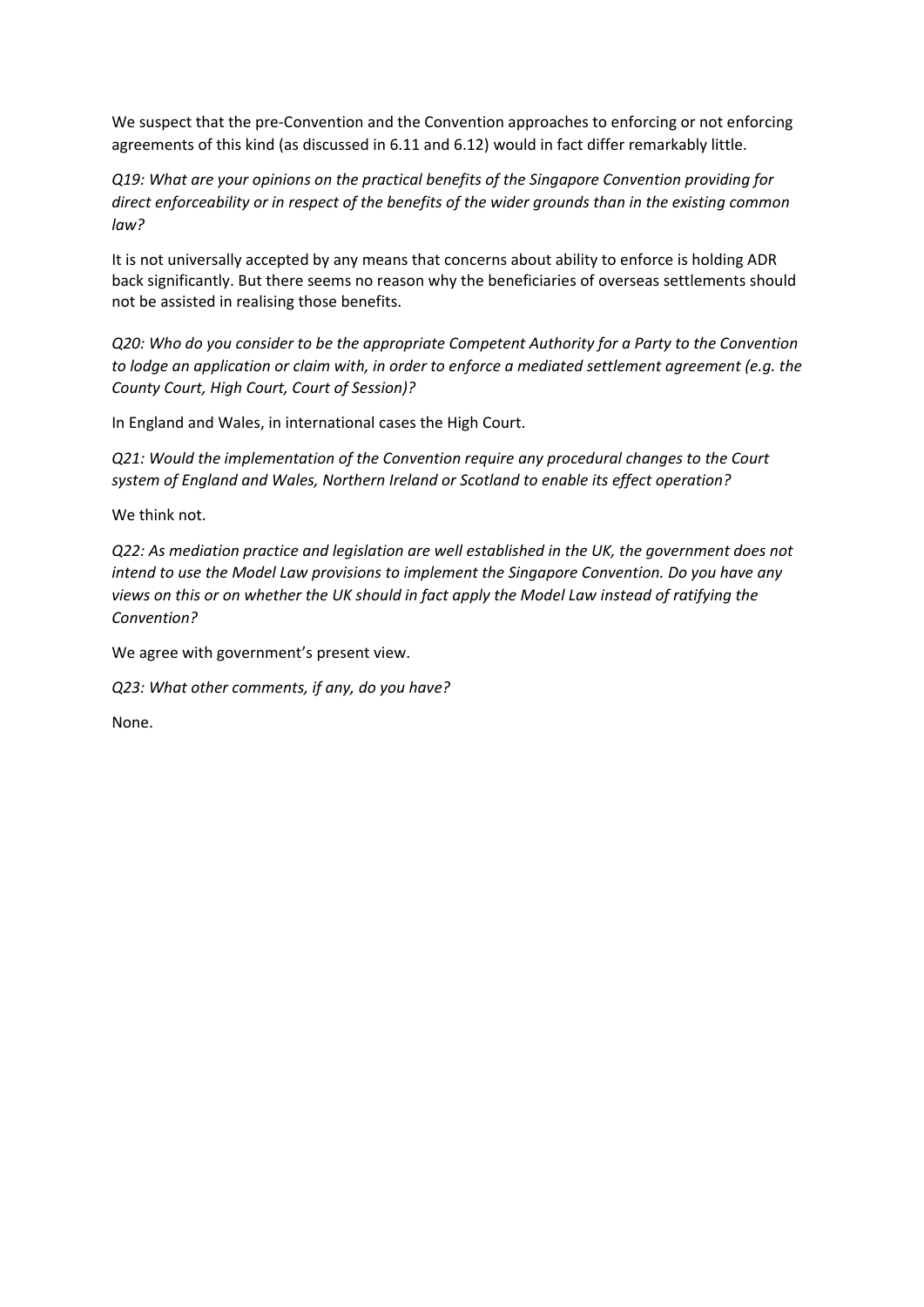We suspect that the pre-Convention and the Convention approaches to enforcing or not enforcing agreements of this kind (as discussed in 6.11 and 6.12) would in fact differ remarkably little.

*Q19: What are your opinions on the practical benefits of the Singapore Convention providing for direct enforceability or in respect of the benefits of the wider grounds than in the existing common law?*

It is not universally accepted by any means that concerns about ability to enforce is holding ADR back significantly. But there seems no reason why the beneficiaries of overseas settlements should not be assisted in realising those benefits.

*Q20: Who do you consider to be the appropriate Competent Authority for a Party to the Convention to lodge an application or claim with, in order to enforce a mediated settlement agreement (e.g. the County Court, High Court, Court of Session)?*

In England and Wales, in international cases the High Court.

*Q21: Would the implementation of the Convention require any procedural changes to the Court system of England and Wales, Northern Ireland or Scotland to enable its effect operation?*

We think not.

*Q22: As mediation practice and legislation are well established in the UK, the government does not intend to use the Model Law provisions to implement the Singapore Convention. Do you have any views on this or on whether the UK should in fact apply the Model Law instead of ratifying the Convention?*

We agree with government's present view.

*Q23: What other comments, if any, do you have?*

None.